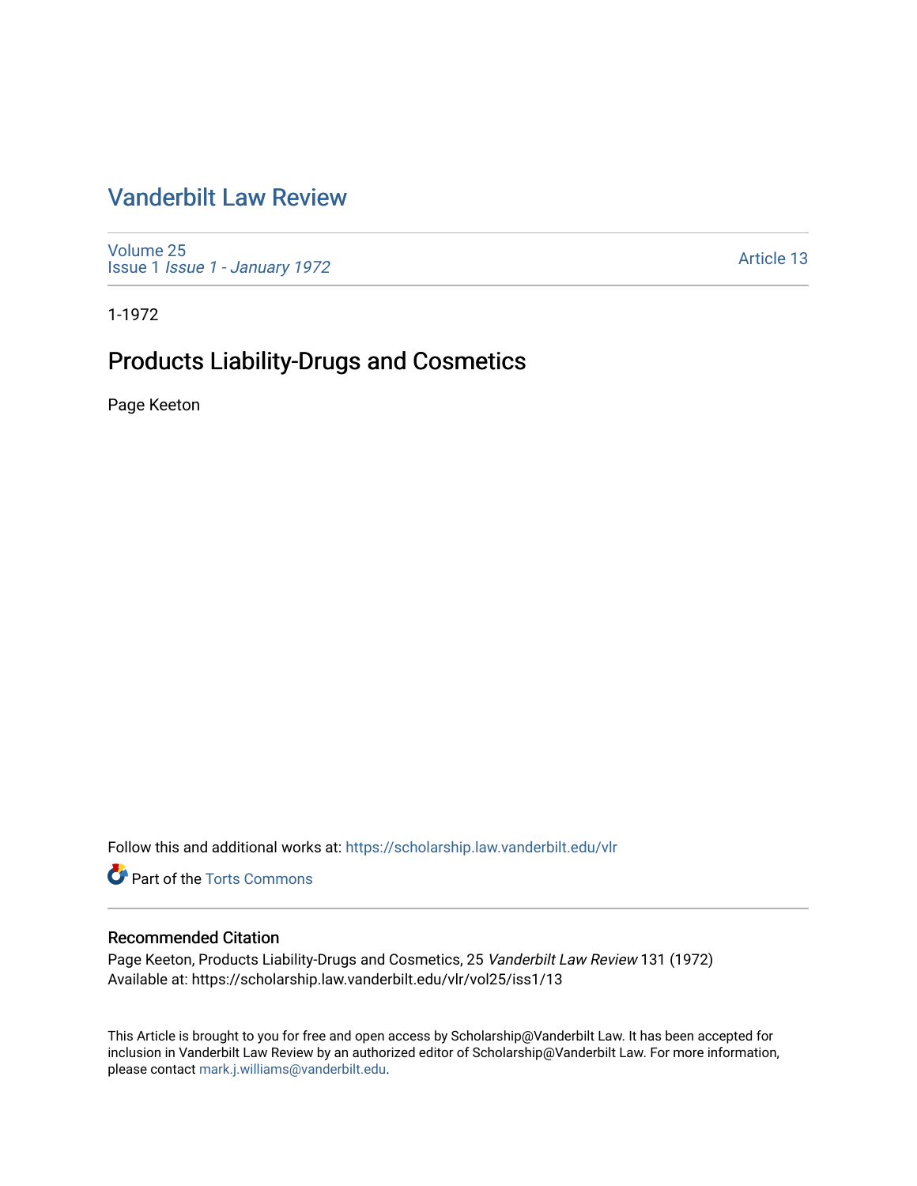# Vanderbilt Law Review

Volume 25
Issue 1 *Issue 1 - January 1972*

Article 13

1-1972

## Products Liability-Drugs and Cosmetics

Page Keeton

Follow this and additional works at: https://scholarship.law.vanderbilt.edu/vlr

Part of the Torts Commons

### Recommended Citation

Page Keeton, Products Liability-Drugs and Cosmetics, 25 *Vanderbilt Law Review* 131 (1972)
Available at: https://scholarship.law.vanderbilt.edu/vlr/vol25/iss1/13

This Article is brought to you for free and open access by Scholarship@Vanderbilt Law. It has been accepted for inclusion in Vanderbilt Law Review by an authorized editor of Scholarship@Vanderbilt Law. For more information, please contact mark.j.williams@vanderbilt.edu.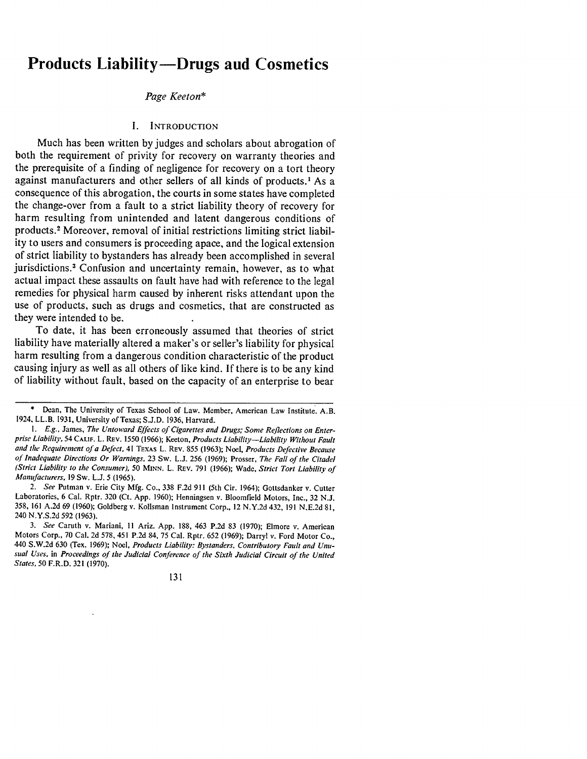# Products Liability—Drugs aud Cosmetics

*Page Keeton**

## I. Introduction

Much has been written by judges and scholars about abrogation of both the requirement of privity for recovery on warranty theories and the prerequisite of a finding of negligence for recovery on a tort theory against manufacturers and other sellers of all kinds of products.[1] As a consequence of this abrogation, the courts in some states have completed the change-over from a fault to a strict liability theory of recovery for harm resulting from unintended and latent dangerous conditions of products.[2] Moreover, removal of initial restrictions limiting strict liability to users and consumers is proceeding apace, and the logical extension of strict liability to bystanders has already been accomplished in several jurisdictions.[3] Confusion and uncertainty remain, however, as to what actual impact these assaults on fault have had with reference to the legal remedies for physical harm caused by inherent risks attendant upon the use of products, such as drugs and cosmetics, that are constructed as they were intended to be.

To date, it has been erroneously assumed that theories of strict liability have materially altered a maker's or seller's liability for physical harm resulting from a dangerous condition characteristic of the product causing injury as well as all others of like kind. If there is to be any kind of liability without fault, based on the capacity of an enterprise to bear

---

\* Dean, The University of Texas School of Law. Member, American Law Institute. A.B. 1924, LL.B. 1931, University of Texas; S.J.D. 1936, Harvard.

1. *E.g.*, James, *The Untoward Effects of Cigarettes and Drugs; Some Reflections on Enterprise Liability*, 54 Calif. L. Rev. 1550 (1966); Keeton, *Products Liability—Liability Without Fault and the Requirement of a Defect*, 41 Texas L. Rev. 855 (1963); Noel, *Products Defective Because of Inadequate Directions Or Warnings*, 23 Sw. L.J. 256 (1969); Prosser, *The Fall of the Citadel (Strict Liability to the Consumer)*, 50 Minn. L. Rev. 791 (1966); Wade, *Strict Tort Liability of Manufacturers*, 19 Sw. L.J. 5 (1965).

2. *See* Putman v. Erie City Mfg. Co., 338 F.2d 911 (5th Cir. 1964); Gottsdanker v. Cutter Laboratories, 6 Cal. Rptr. 320 (Ct. App. 1960); Henningsen v. Bloomfield Motors, Inc., 32 N.J. 358, 161 A.2d 69 (1960); Goldberg v. Kollsman Instrument Corp., 12 N.Y.2d 432, 191 N.E.2d 81, 240 N.Y.S.2d 592 (1963).

3. *See* Caruth v. Mariani, 11 Ariz. App. 188, 463 P.2d 83 (1970); Elmore v. American Motors Corp., 70 Cal. 2d 578, 451 P.2d 84, 75 Cal. Rptr. 652 (1969); Darryl v. Ford Motor Co., 440 S.W.2d 630 (Tex. 1969); Noel, *Products Liability: Bystanders, Contributory Fault and Unusual Uses*, in *Proceedings of the Judicial Conference of the Sixth Judicial Circuit of the United States*, 50 F.R.D. 321 (1970).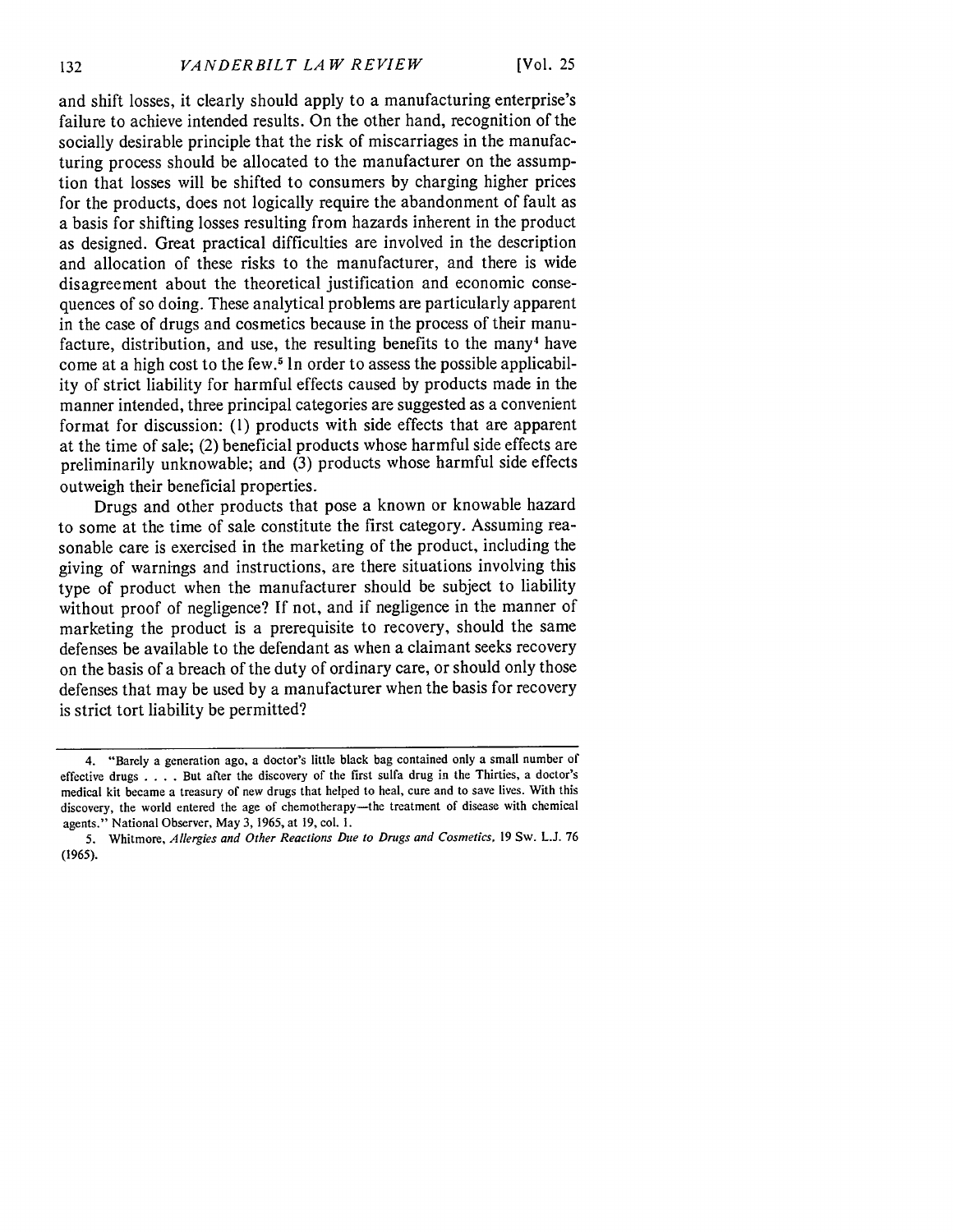and shift losses, it clearly should apply to a manufacturing enterprise's failure to achieve intended results. On the other hand, recognition of the socially desirable principle that the risk of miscarriages in the manufacturing process should be allocated to the manufacturer on the assumption that losses will be shifted to consumers by charging higher prices for the products, does not logically require the abandonment of fault as a basis for shifting losses resulting from hazards inherent in the product as designed. Great practical difficulties are involved in the description and allocation of these risks to the manufacturer, and there is wide disagreement about the theoretical justification and economic consequences of so doing. These analytical problems are particularly apparent in the case of drugs and cosmetics because in the process of their manufacture, distribution, and use, the resulting benefits to the many[4] have come at a high cost to the few.[5] In order to assess the possible applicability of strict liability for harmful effects caused by products made in the manner intended, three principal categories are suggested as a convenient format for discussion: (1) products with side effects that are apparent at the time of sale; (2) beneficial products whose harmful side effects are preliminarily unknowable; and (3) products whose harmful side effects outweigh their beneficial properties.

Drugs and other products that pose a known or knowable hazard to some at the time of sale constitute the first category. Assuming reasonable care is exercised in the marketing of the product, including the giving of warnings and instructions, are there situations involving this type of product when the manufacturer should be subject to liability without proof of negligence? If not, and if negligence in the manner of marketing the product is a prerequisite to recovery, should the same defenses be available to the defendant as when a claimant seeks recovery on the basis of a breach of the duty of ordinary care, or should only those defenses that may be used by a manufacturer when the basis for recovery is strict tort liability be permitted?

---

4. "Barely a generation ago, a doctor's little black bag contained only a small number of effective drugs . . . . But after the discovery of the first sulfa drug in the Thirties, a doctor's medical kit became a treasury of new drugs that helped to heal, cure and to save lives. With this discovery, the world entered the age of chemotherapy—the treatment of disease with chemical agents." National Observer, May 3, 1965, at 19, col. 1.

5. Whitmore, *Allergies and Other Reactions Due to Drugs and Cosmetics*, 19 Sw. L.J. 76 (1965).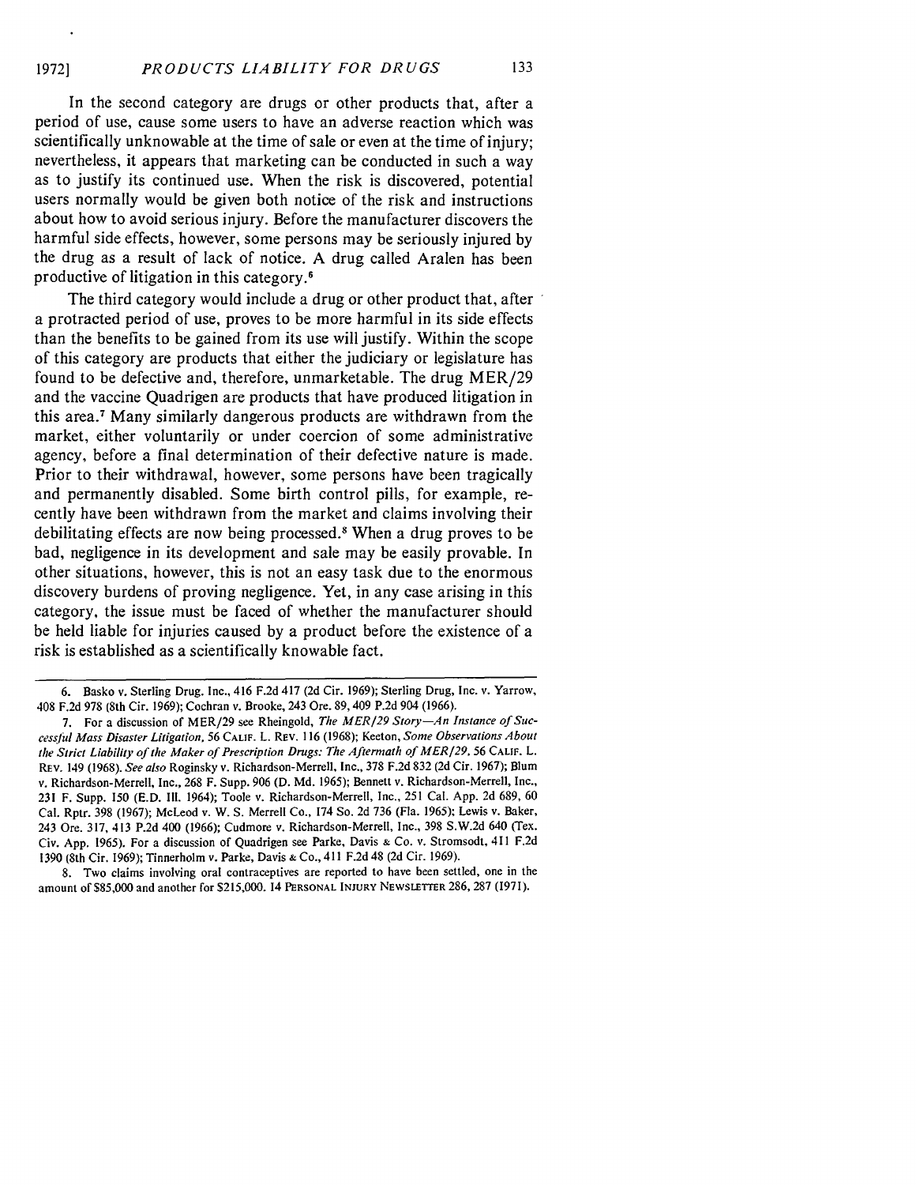In the second category are drugs or other products that, after a period of use, cause some users to have an adverse reaction which was scientifically unknowable at the time of sale or even at the time of injury; nevertheless, it appears that marketing can be conducted in such a way as to justify its continued use. When the risk is discovered, potential users normally would be given both notice of the risk and instructions about how to avoid serious injury. Before the manufacturer discovers the harmful side effects, however, some persons may be seriously injured by the drug as a result of lack of notice. A drug called Aralen has been productive of litigation in this category.[6]

The third category would include a drug or other product that, after a protracted period of use, proves to be more harmful in its side effects than the benefits to be gained from its use will justify. Within the scope of this category are products that either the judiciary or legislature has found to be defective and, therefore, unmarketable. The drug MER/29 and the vaccine Quadrigen are products that have produced litigation in this area.[7] Many similarly dangerous products are withdrawn from the market, either voluntarily or under coercion of some administrative agency, before a final determination of their defective nature is made. Prior to their withdrawal, however, some persons have been tragically and permanently disabled. Some birth control pills, for example, recently have been withdrawn from the market and claims involving their debilitating effects are now being processed.[8] When a drug proves to be bad, negligence in its development and sale may be easily provable. In other situations, however, this is not an easy task due to the enormous discovery burdens of proving negligence. Yet, in any case arising in this category, the issue must be faced of whether the manufacturer should be held liable for injuries caused by a product before the existence of a risk is established as a scientifically knowable fact.

---

6. Basko v. Sterling Drug. Inc., 416 F.2d 417 (2d Cir. 1969); Sterling Drug, Inc. v. Yarrow, 408 F.2d 978 (8th Cir. 1969); Cochran v. Brooke, 243 Ore. 89, 409 P.2d 904 (1966).

7. For a discussion of MER/29 see Rheingold, *The MER/29 Story—An Instance of Successful Mass Disaster Litigation*, 56 CALIF. L. REV. 116 (1968); Keeton, *Some Observations About the Strict Liability of the Maker of Prescription Drugs: The Aftermath of MER/29*, 56 CALIF. L. REV. 149 (1968). *See also* Roginsky v. Richardson-Merrell, Inc., 378 F.2d 832 (2d Cir. 1967); Blum v. Richardson-Merrell, Inc., 268 F. Supp. 906 (D. Md. 1965); Bennett v. Richardson-Merrell, Inc., 231 F. Supp. 150 (E.D. Ill. 1964); Toole v. Richardson-Merrell, Inc., 251 Cal. App. 2d 689, 60 Cal. Rptr. 398 (1967); McLeod v. W. S. Merrell Co., 174 So. 2d 736 (Fla. 1965); Lewis v. Baker, 243 Ore. 317, 413 P.2d 400 (1966); Cudmore v. Richardson-Merrell, Inc., 398 S.W.2d 640 (Tex. Civ. App. 1965). For a discussion of Quadrigen see Parke, Davis & Co. v. Stromsodt, 411 F.2d 1390 (8th Cir. 1969); Tinnerholm v. Parke, Davis & Co., 411 F.2d 48 (2d Cir. 1969).

8. Two claims involving oral contraceptives are reported to have been settled, one in the amount of $85,000 and another for $215,000. 14 PERSONAL INJURY NEWSLETTER 286, 287 (1971).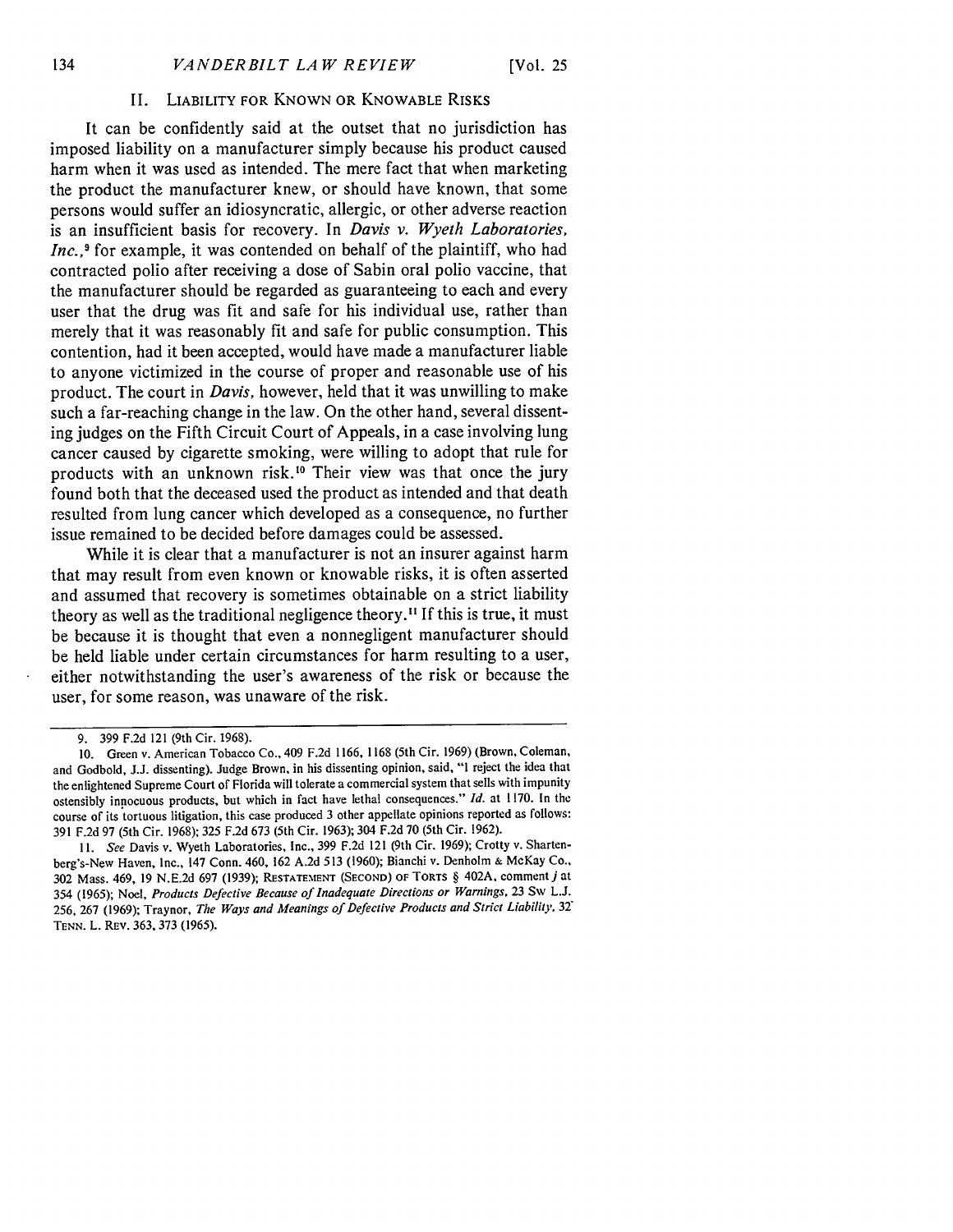## II. Liability for Known or Knowable Risks

It can be confidently said at the outset that no jurisdiction has imposed liability on a manufacturer simply because his product caused harm when it was used as intended. The mere fact that when marketing the product the manufacturer knew, or should have known, that some persons would suffer an idiosyncratic, allergic, or other adverse reaction is an insufficient basis for recovery. In *Davis v. Wyeth Laboratories, Inc.*,[9] for example, it was contended on behalf of the plaintiff, who had contracted polio after receiving a dose of Sabin oral polio vaccine, that the manufacturer should be regarded as guaranteeing to each and every user that the drug was fit and safe for his individual use, rather than merely that it was reasonably fit and safe for public consumption. This contention, had it been accepted, would have made a manufacturer liable to anyone victimized in the course of proper and reasonable use of his product. The court in *Davis*, however, held that it was unwilling to make such a far-reaching change in the law. On the other hand, several dissenting judges on the Fifth Circuit Court of Appeals, in a case involving lung cancer caused by cigarette smoking, were willing to adopt that rule for products with an unknown risk.[10] Their view was that once the jury found both that the deceased used the product as intended and that death resulted from lung cancer which developed as a consequence, no further issue remained to be decided before damages could be assessed.

While it is clear that a manufacturer is not an insurer against harm that may result from even known or knowable risks, it is often asserted and assumed that recovery is sometimes obtainable on a strict liability theory as well as the traditional negligence theory.[11] If this is true, it must be because it is thought that even a nonnegligent manufacturer should be held liable under certain circumstances for harm resulting to a user, either notwithstanding the user's awareness of the risk or because the user, for some reason, was unaware of the risk.

---

9. 399 F.2d 121 (9th Cir. 1968).

10. Green v. American Tobacco Co., 409 F.2d 1166, 1168 (5th Cir. 1969) (Brown, Coleman, and Godbold, J.J. dissenting). Judge Brown, in his dissenting opinion, said, "I reject the idea that the enlightened Supreme Court of Florida will tolerate a commercial system that sells with impunity ostensibly innocuous products, but which in fact have lethal consequences." *Id.* at 1170. In the course of its tortuous litigation, this case produced 3 other appellate opinions reported as follows: 391 F.2d 97 (5th Cir. 1968); 325 F.2d 673 (5th Cir. 1963); 304 F.2d 70 (5th Cir. 1962).

11. *See* Davis v. Wyeth Laboratories, Inc., 399 F.2d 121 (9th Cir. 1969); Crotty v. Shartenberg's-New Haven, Inc., 147 Conn. 460, 162 A.2d 513 (1960); Bianchi v. Denholm & McKay Co., 302 Mass. 469, 19 N.E.2d 697 (1939); RESTATEMENT (SECOND) OF TORTS § 402A, comment *j* at 354 (1965); Noel, *Products Defective Because of Inadequate Directions or Warnings*, 23 Sw L.J. 256, 267 (1969); Traynor, *The Ways and Meanings of Defective Products and Strict Liability*, 32 TENN. L. REV. 363, 373 (1965).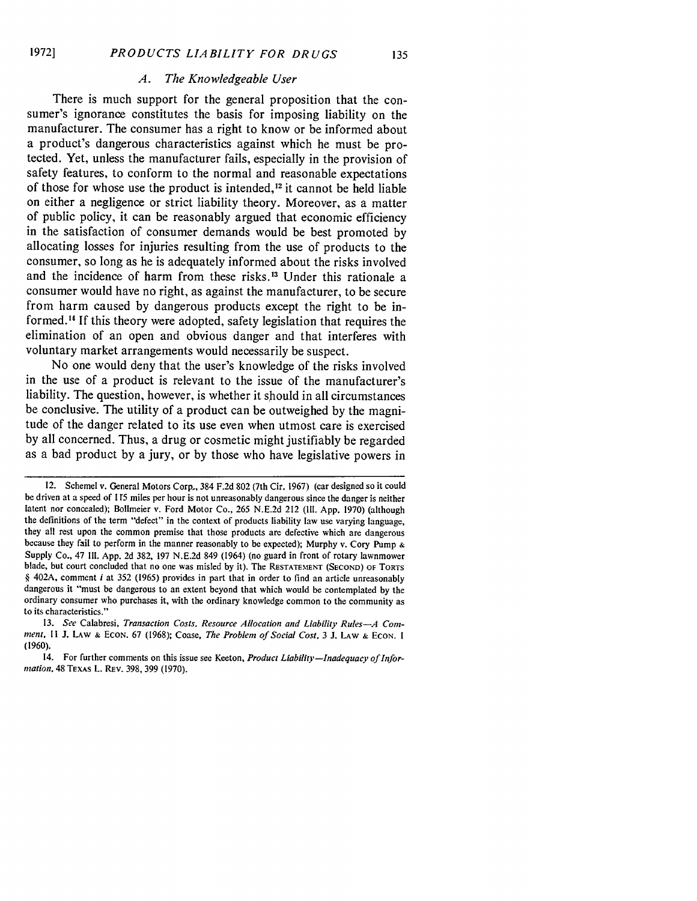### A. The Knowledgeable User

There is much support for the general proposition that the consumer's ignorance constitutes the basis for imposing liability on the manufacturer. The consumer has a right to know or be informed about a product's dangerous characteristics against which he must be protected. Yet, unless the manufacturer fails, especially in the provision of safety features, to conform to the normal and reasonable expectations of those for whose use the product is intended,[12] it cannot be held liable on either a negligence or strict liability theory. Moreover, as a matter of public policy, it can be reasonably argued that economic efficiency in the satisfaction of consumer demands would be best promoted by allocating losses for injuries resulting from the use of products to the consumer, so long as he is adequately informed about the risks involved and the incidence of harm from these risks.[13] Under this rationale a consumer would have no right, as against the manufacturer, to be secure from harm caused by dangerous products except the right to be informed.[14] If this theory were adopted, safety legislation that requires the elimination of an open and obvious danger and that interferes with voluntary market arrangements would necessarily be suspect.

No one would deny that the user's knowledge of the risks involved in the use of a product is relevant to the issue of the manufacturer's liability. The question, however, is whether it should in all circumstances be conclusive. The utility of a product can be outweighed by the magnitude of the danger related to its use even when utmost care is exercised by all concerned. Thus, a drug or cosmetic might justifiably be regarded as a bad product by a jury, or by those who have legislative powers in

---

12. Schemel v. General Motors Corp., 384 F.2d 802 (7th Cir. 1967) (car designed so it could be driven at a speed of 115 miles per hour is not unreasonably dangerous since the danger is neither latent nor concealed); Bollmeier v. Ford Motor Co., 265 N.E.2d 212 (Ill. App. 1970) (although the definitions of the term "defect" in the context of products liability law use varying language, they all rest upon the common premise that those products are defective which are dangerous because they fail to perform in the manner reasonably to be expected); Murphy v. Cory Pump & Supply Co., 47 Ill. App. 2d 382, 197 N.E.2d 849 (1964) (no guard in front of rotary lawnmower blade, but court concluded that no one was misled by it). The RESTATEMENT (SECOND) OF TORTS § 402A, comment *i* at 352 (1965) provides in part that in order to find an article unreasonably dangerous it "must be dangerous to an extent beyond that which would be contemplated by the ordinary consumer who purchases it, with the ordinary knowledge common to the community as to its characteristics."

13. *See* Calabresi, *Transaction Costs, Resource Allocation and Liability Rules—A Comment*, 11 J. LAW & ECON. 67 (1968); Coase, *The Problem of Social Cost*, 3 J. LAW & ECON. 1 (1960).

14. For further comments on this issue see Keeton, *Product Liability—Inadequacy of Information*, 48 TEXAS L. REV. 398, 399 (1970).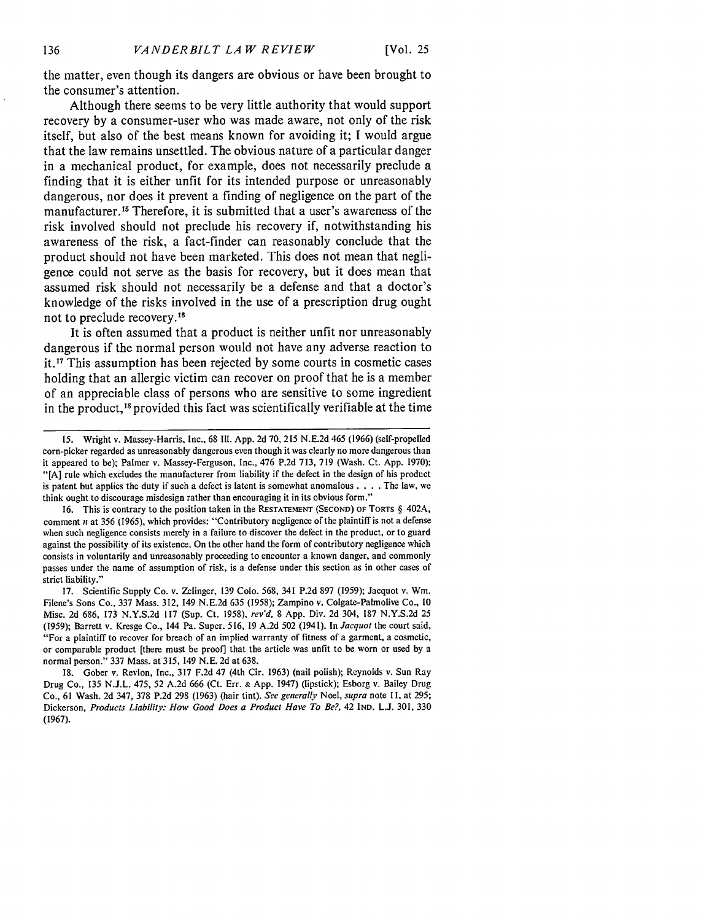the matter, even though its dangers are obvious or have been brought to the consumer's attention.

Although there seems to be very little authority that would support recovery by a consumer-user who was made aware, not only of the risk itself, but also of the best means known for avoiding it; I would argue that the law remains unsettled. The obvious nature of a particular danger in a mechanical product, for example, does not necessarily preclude a finding that it is either unfit for its intended purpose or unreasonably dangerous, nor does it prevent a finding of negligence on the part of the manufacturer.[15] Therefore, it is submitted that a user's awareness of the risk involved should not preclude his recovery if, notwithstanding his awareness of the risk, a fact-finder can reasonably conclude that the product should not have been marketed. This does not mean that negligence could not serve as the basis for recovery, but it does mean that assumed risk should not necessarily be a defense and that a doctor's knowledge of the risks involved in the use of a prescription drug ought not to preclude recovery.[16]

It is often assumed that a product is neither unfit nor unreasonably dangerous if the normal person would not have any adverse reaction to it.[17] This assumption has been rejected by some courts in cosmetic cases holding that an allergic victim can recover on proof that he is a member of an appreciable class of persons who are sensitive to some ingredient in the product,[18] provided this fact was scientifically verifiable at the time

---

15. Wright v. Massey-Harris, Inc., 68 Ill. App. 2d 70, 215 N.E.2d 465 (1966) (self-propelled corn-picker regarded as unreasonably dangerous even though it was clearly no more dangerous than it appeared to be); Palmer v. Massey-Ferguson, Inc., 476 P.2d 713, 719 (Wash. Ct. App. 1970): "[A] rule which excludes the manufacturer from liability if the defect in the design of his product is patent but applies the duty if such a defect is latent is somewhat anomalous . . . . The law, we think ought to discourage misdesign rather than encouraging it in its obvious form."

16. This is contrary to the position taken in the RESTATEMENT (SECOND) OF TORTS § 402A, comment *n* at 356 (1965), which provides: "Contributory negligence of the plaintiff is not a defense when such negligence consists merely in a failure to discover the defect in the product, or to guard against the possibility of its existence. On the other hand the form of contributory negligence which consists in voluntarily and unreasonably proceeding to encounter a known danger, and commonly passes under the name of assumption of risk, is a defense under this section as in other cases of strict liability."

17. Scientific Supply Co. v. Zelinger, 139 Colo. 568, 341 P.2d 897 (1959); Jacquot v. Wm. Filene's Sons Co., 337 Mass. 312, 149 N.E.2d 635 (1958); Zampino v. Colgate-Palmolive Co., 10 Misc. 2d 686, 173 N.Y.S.2d 117 (Sup. Ct. 1958), *rev'd*, 8 App. Div. 2d 304, 187 N.Y.S.2d 25 (1959); Barrett v. Kresge Co., 144 Pa. Super. 516, 19 A.2d 502 (1941). In *Jacquot* the court said, "For a plaintiff to recover for breach of an implied warranty of fitness of a garment, a cosmetic, or comparable product [there must be proof] that the article was unfit to be worn or used by a normal person." 337 Mass. at 315, 149 N.E. 2d at 638.

18. Gober v. Revlon, Inc., 317 F.2d 47 (4th Cir. 1963) (nail polish); Reynolds v. Sun Ray Drug Co., 135 N.J.L. 475, 52 A.2d 666 (Ct. Err. & App. 1947) (lipstick); Esborg v. Bailey Drug Co., 61 Wash. 2d 347, 378 P.2d 298 (1963) (hair tint). *See generally* Noel, *supra* note 11, at 295; Dickerson, *Products Liability: How Good Does a Product Have To Be?*, 42 IND. L.J. 301, 330 (1967).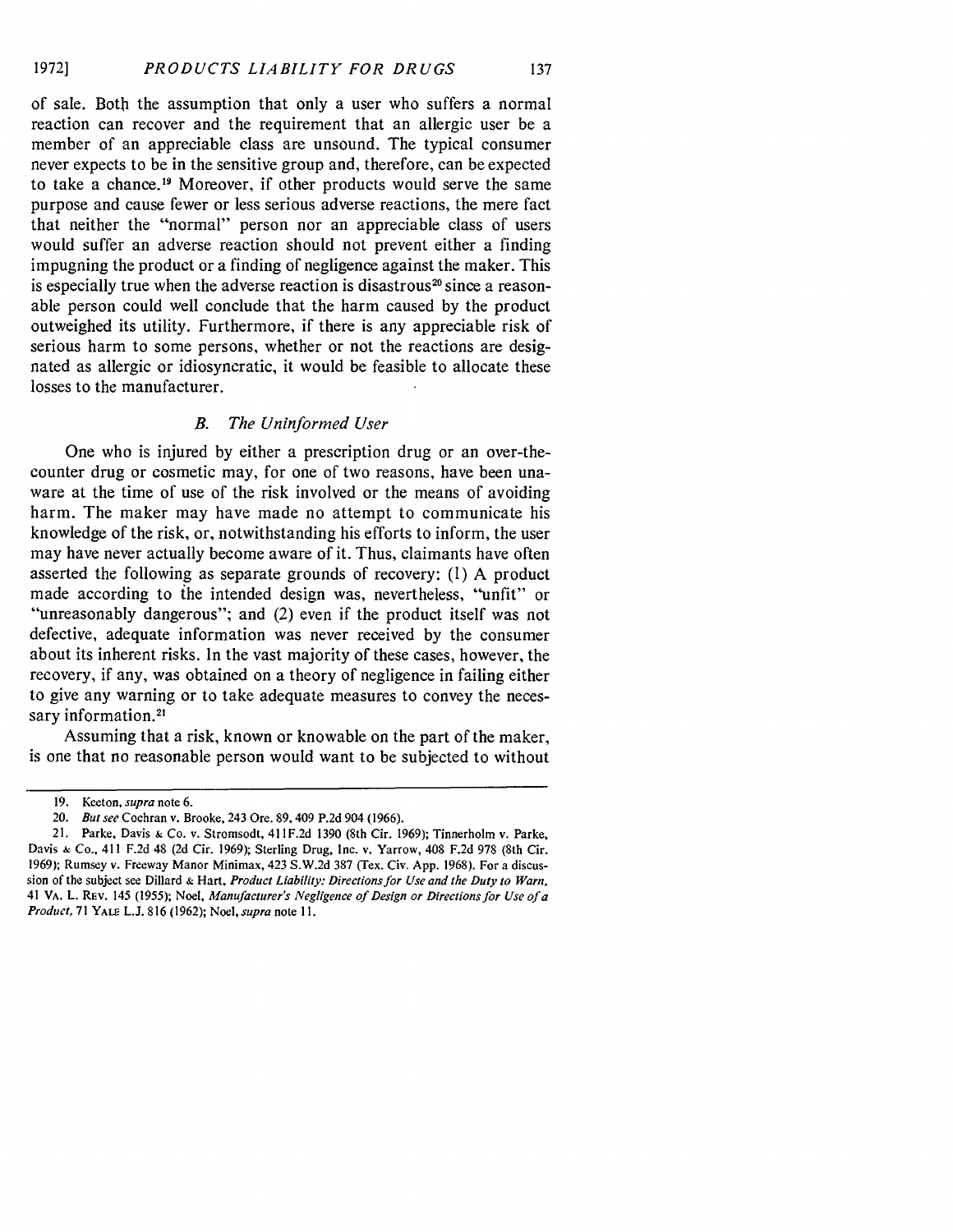of sale. Both the assumption that only a user who suffers a normal reaction can recover and the requirement that an allergic user be a member of an appreciable class are unsound. The typical consumer never expects to be in the sensitive group and, therefore, can be expected to take a chance.[19] Moreover, if other products would serve the same purpose and cause fewer or less serious adverse reactions, the mere fact that neither the "normal" person nor an appreciable class of users would suffer an adverse reaction should not prevent either a finding impugning the product or a finding of negligence against the maker. This is especially true when the adverse reaction is disastrous[20] since a reasonable person could well conclude that the harm caused by the product outweighed its utility. Furthermore, if there is any appreciable risk of serious harm to some persons, whether or not the reactions are designated as allergic or idiosyncratic, it would be feasible to allocate these losses to the manufacturer.

### *B. The Uninformed User*

One who is injured by either a prescription drug or an over-the-counter drug or cosmetic may, for one of two reasons, have been unaware at the time of use of the risk involved or the means of avoiding harm. The maker may have made no attempt to communicate his knowledge of the risk, or, notwithstanding his efforts to inform, the user may have never actually become aware of it. Thus, claimants have often asserted the following as separate grounds of recovery: (1) A product made according to the intended design was, nevertheless, "unfit" or "unreasonably dangerous"; and (2) even if the product itself was not defective, adequate information was never received by the consumer about its inherent risks. In the vast majority of these cases, however, the recovery, if any, was obtained on a theory of negligence in failing either to give any warning or to take adequate measures to convey the necessary information.[21]

Assuming that a risk, known or knowable on the part of the maker, is one that no reasonable person would want to be subjected to without

---

19. Keeton, *supra* note 6.

20. *But see* Cochran v. Brooke, 243 Ore. 89, 409 P.2d 904 (1966).

21. Parke, Davis & Co. v. Stromsodt, 411F.2d 1390 (8th Cir. 1969); Tinnerholm v. Parke, Davis & Co., 411 F.2d 48 (2d Cir. 1969); Sterling Drug, Inc. v. Yarrow, 408 F.2d 978 (8th Cir. 1969); Rumsey v. Freeway Manor Minimax, 423 S.W.2d 387 (Tex. Civ. App. 1968). For a discussion of the subject see Dillard & Hart, *Product Liability: Directions for Use and the Duty to Warn*, 41 VA. L. REV. 145 (1955); Noel, *Manufacturer's Negligence of Design or Directions for Use of a Product*, 71 YALE L.J. 816 (1962); Noel, *supra* note 11.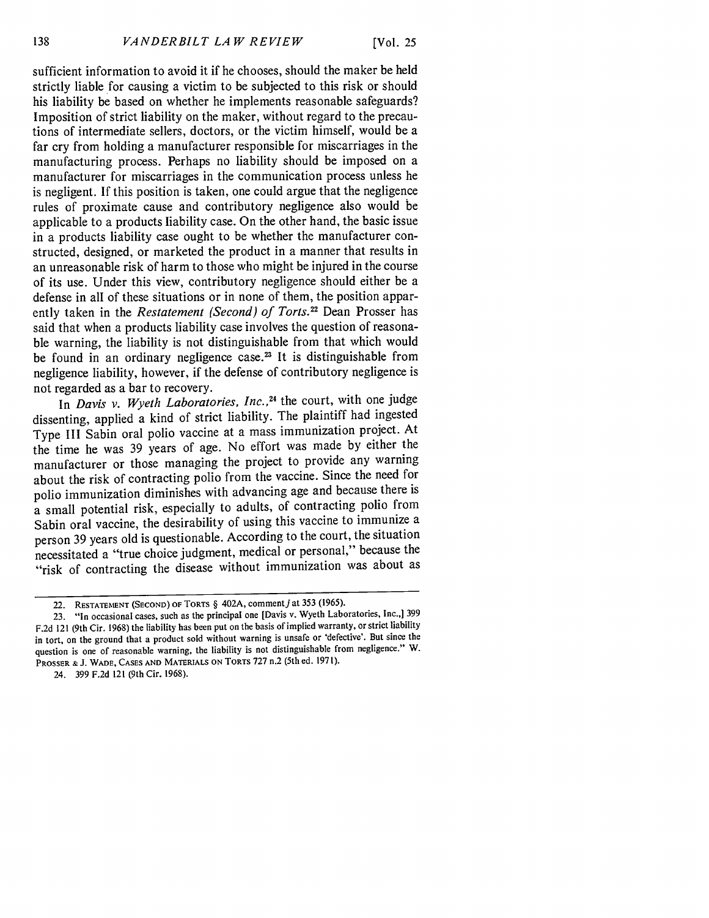sufficient information to avoid it if he chooses, should the maker be held strictly liable for causing a victim to be subjected to this risk or should his liability be based on whether he implements reasonable safeguards? Imposition of strict liability on the maker, without regard to the precautions of intermediate sellers, doctors, or the victim himself, would be a far cry from holding a manufacturer responsible for miscarriages in the manufacturing process. Perhaps no liability should be imposed on a manufacturer for miscarriages in the communication process unless he is negligent. If this position is taken, one could argue that the negligence rules of proximate cause and contributory negligence also would be applicable to a products liability case. On the other hand, the basic issue in a products liability case ought to be whether the manufacturer constructed, designed, or marketed the product in a manner that results in an unreasonable risk of harm to those who might be injured in the course of its use. Under this view, contributory negligence should either be a defense in all of these situations or in none of them, the position apparently taken in the *Restatement (Second) of Torts*.[22] Dean Prosser has said that when a products liability case involves the question of reasonable warning, the liability is not distinguishable from that which would be found in an ordinary negligence case.[23] It is distinguishable from negligence liability, however, if the defense of contributory negligence is not regarded as a bar to recovery.

In *Davis v. Wyeth Laboratories, Inc.*,[24] the court, with one judge dissenting, applied a kind of strict liability. The plaintiff had ingested Type III Sabin oral polio vaccine at a mass immunization project. At the time he was 39 years of age. No effort was made by either the manufacturer or those managing the project to provide any warning about the risk of contracting polio from the vaccine. Since the need for polio immunization diminishes with advancing age and because there is a small potential risk, especially to adults, of contracting polio from Sabin oral vaccine, the desirability of using this vaccine to immunize a person 39 years old is questionable. According to the court, the situation necessitated a "true choice judgment, medical or personal," because the "risk of contracting the disease without immunization was about as

---

22. RESTATEMENT (SECOND) OF TORTS § 402A, comment *j* at 353 (1965).

23. "In occasional cases, such as the principal one [Davis v. Wyeth Laboratories, Inc.,] 399 F.2d 121 (9th Cir. 1968) the liability has been put on the basis of implied warranty, or strict liability in tort, on the ground that a product sold without warning is unsafe or 'defective'. But since the question is one of reasonable warning, the liability is not distinguishable from negligence." W. PROSSER & J. WADE, CASES AND MATERIALS ON TORTS 727 n.2 (5th ed. 1971).

24. 399 F.2d 121 (9th Cir. 1968).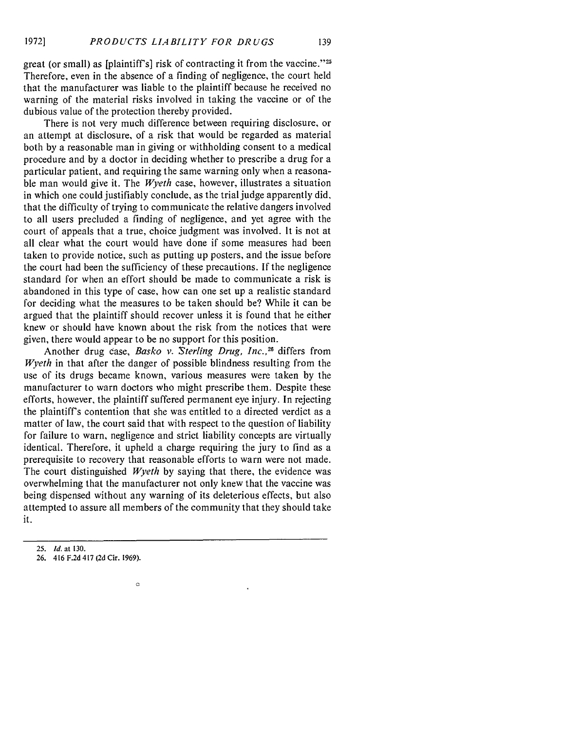great (or small) as [plaintiff's] risk of contracting it from the vaccine."[25] Therefore, even in the absence of a finding of negligence, the court held that the manufacturer was liable to the plaintiff because he received no warning of the material risks involved in taking the vaccine or of the dubious value of the protection thereby provided.

There is not very much difference between requiring disclosure, or an attempt at disclosure, of a risk that would be regarded as material both by a reasonable man in giving or withholding consent to a medical procedure and by a doctor in deciding whether to prescribe a drug for a particular patient, and requiring the same warning only when a reasonable man would give it. The *Wyeth* case, however, illustrates a situation in which one could justifiably conclude, as the trial judge apparently did, that the difficulty of trying to communicate the relative dangers involved to all users precluded a finding of negligence, and yet agree with the court of appeals that a true, choice judgment was involved. It is not at all clear what the court would have done if some measures had been taken to provide notice, such as putting up posters, and the issue before the court had been the sufficiency of these precautions. If the negligence standard for when an effort should be made to communicate a risk is abandoned in this type of case, how can one set up a realistic standard for deciding what the measures to be taken should be? While it can be argued that the plaintiff should recover unless it is found that he either knew or should have known about the risk from the notices that were given, there would appear to be no support for this position.

Another drug case, *Basko v. Sterling Drug, Inc.*,[26] differs from *Wyeth* in that after the danger of possible blindness resulting from the use of its drugs became known, various measures were taken by the manufacturer to warn doctors who might prescribe them. Despite these efforts, however, the plaintiff suffered permanent eye injury. In rejecting the plaintiff's contention that she was entitled to a directed verdict as a matter of law, the court said that with respect to the question of liability for failure to warn, negligence and strict liability concepts are virtually identical. Therefore, it upheld a charge requiring the jury to find as a prerequisite to recovery that reasonable efforts to warn were not made. The court distinguished *Wyeth* by saying that there, the evidence was overwhelming that the manufacturer not only knew that the vaccine was being dispensed without any warning of its deleterious effects, but also attempted to assure all members of the community that they should take it.

---

25. *Id.* at 130.

26. 416 F.2d 417 (2d Cir. 1969).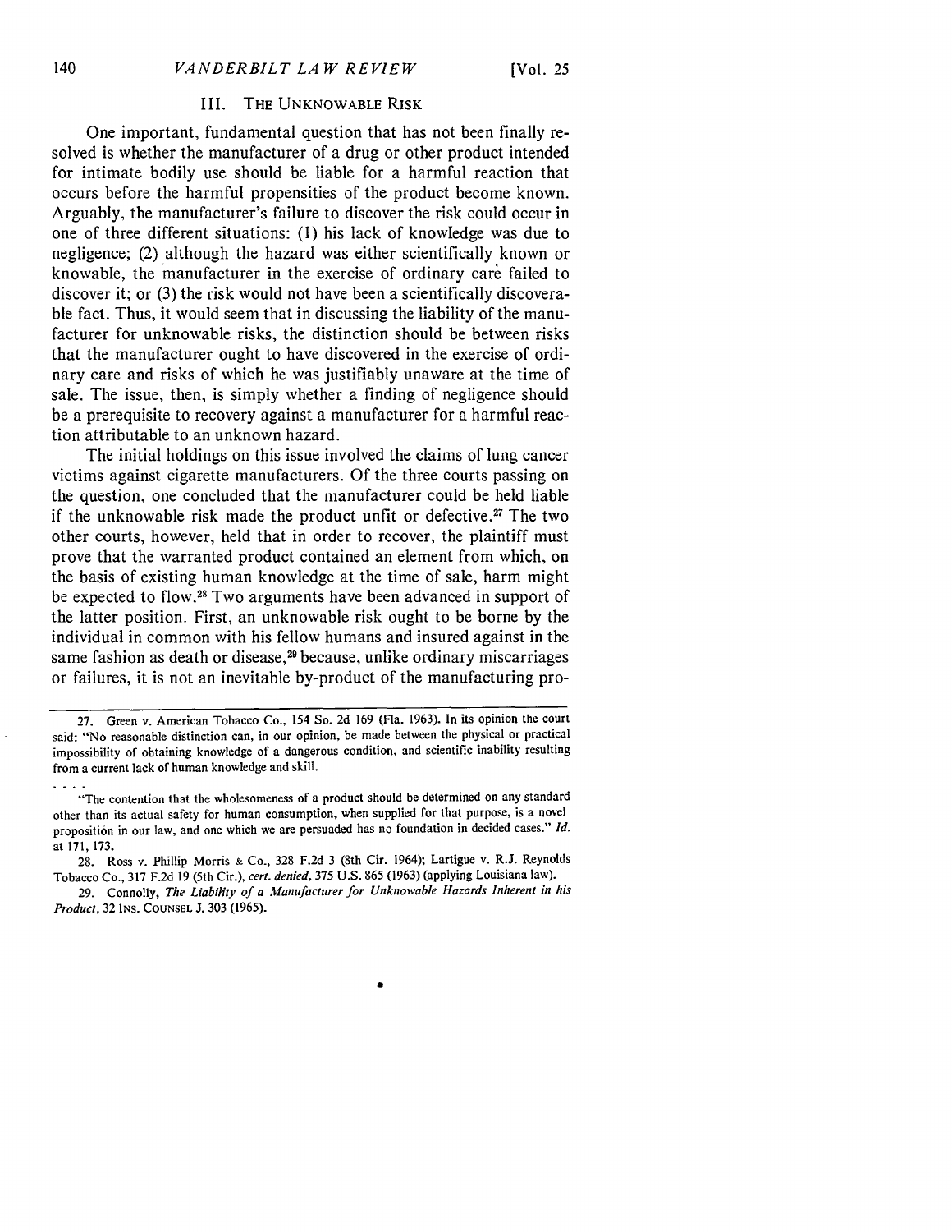### III. The Unknowable Risk

One important, fundamental question that has not been finally resolved is whether the manufacturer of a drug or other product intended for intimate bodily use should be liable for a harmful reaction that occurs before the harmful propensities of the product become known. Arguably, the manufacturer's failure to discover the risk could occur in one of three different situations: (1) his lack of knowledge was due to negligence; (2) although the hazard was either scientifically known or knowable, the manufacturer in the exercise of ordinary care failed to discover it; or (3) the risk would not have been a scientifically discoverable fact. Thus, it would seem that in discussing the liability of the manufacturer for unknowable risks, the distinction should be between risks that the manufacturer ought to have discovered in the exercise of ordinary care and risks of which he was justifiably unaware at the time of sale. The issue, then, is simply whether a finding of negligence should be a prerequisite to recovery against a manufacturer for a harmful reaction attributable to an unknown hazard.

The initial holdings on this issue involved the claims of lung cancer victims against cigarette manufacturers. Of the three courts passing on the question, one concluded that the manufacturer could be held liable if the unknowable risk made the product unfit or defective.[27] The two other courts, however, held that in order to recover, the plaintiff must prove that the warranted product contained an element from which, on the basis of existing human knowledge at the time of sale, harm might be expected to flow.[28] Two arguments have been advanced in support of the latter position. First, an unknowable risk ought to be borne by the individual in common with his fellow humans and insured against in the same fashion as death or disease,[29] because, unlike ordinary miscarriages or failures, it is not an inevitable by-product of the manufacturing pro-

---

27. Green v. American Tobacco Co., 154 So. 2d 169 (Fla. 1963). In its opinion the court said: "No reasonable distinction can, in our opinion, be made between the physical or practical impossibility of obtaining knowledge of a dangerous condition, and scientific inability resulting from a current lack of human knowledge and skill.

. . . .

"The contention that the wholesomeness of a product should be determined on any standard other than its actual safety for human consumption, when supplied for that purpose, is a novel proposition in our law, and one which we are persuaded has no foundation in decided cases." *Id.* at 171, 173.

28. Ross v. Phillip Morris & Co., 328 F.2d 3 (8th Cir. 1964); Lartigue v. R.J. Reynolds Tobacco Co., 317 F.2d 19 (5th Cir.), *cert. denied*, 375 U.S. 865 (1963) (applying Louisiana law).

29. Connolly, *The Liability of a Manufacturer for Unknowable Hazards Inherent in his Product*, 32 Ins. Counsel J. 303 (1965).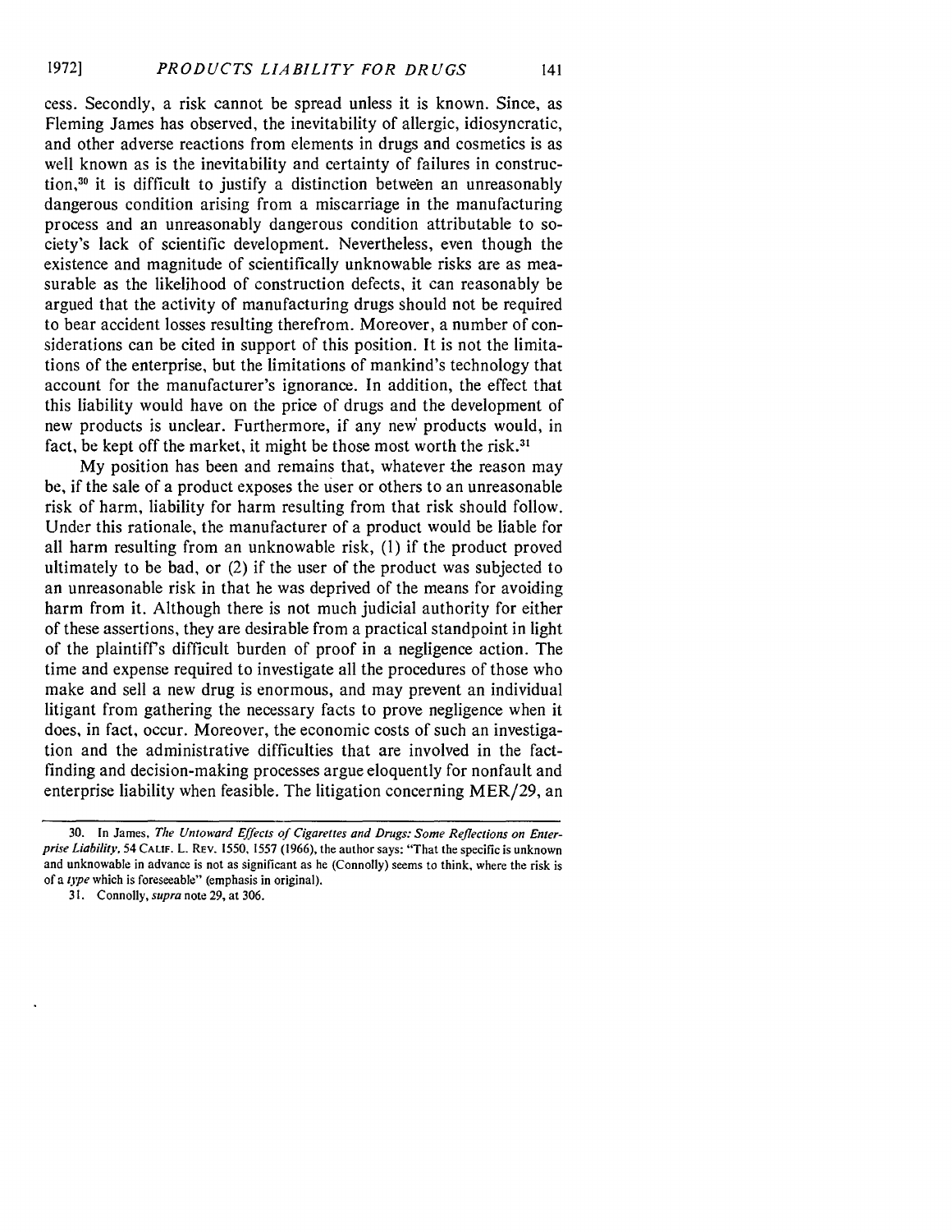cess. Secondly, a risk cannot be spread unless it is known. Since, as Fleming James has observed, the inevitability of allergic, idiosyncratic, and other adverse reactions from elements in drugs and cosmetics is as well known as is the inevitability and certainty of failures in construction,[30] it is difficult to justify a distinction between an unreasonably dangerous condition arising from a miscarriage in the manufacturing process and an unreasonably dangerous condition attributable to society's lack of scientific development. Nevertheless, even though the existence and magnitude of scientifically unknowable risks are as measurable as the likelihood of construction defects, it can reasonably be argued that the activity of manufacturing drugs should not be required to bear accident losses resulting therefrom. Moreover, a number of considerations can be cited in support of this position. It is not the limitations of the enterprise, but the limitations of mankind's technology that account for the manufacturer's ignorance. In addition, the effect that this liability would have on the price of drugs and the development of new products is unclear. Furthermore, if any new products would, in fact, be kept off the market, it might be those most worth the risk.[31]

My position has been and remains that, whatever the reason may be, if the sale of a product exposes the user or others to an unreasonable risk of harm, liability for harm resulting from that risk should follow. Under this rationale, the manufacturer of a product would be liable for all harm resulting from an unknowable risk, (1) if the product proved ultimately to be bad, or (2) if the user of the product was subjected to an unreasonable risk in that he was deprived of the means for avoiding harm from it. Although there is not much judicial authority for either of these assertions, they are desirable from a practical standpoint in light of the plaintiff's difficult burden of proof in a negligence action. The time and expense required to investigate all the procedures of those who make and sell a new drug is enormous, and may prevent an individual litigant from gathering the necessary facts to prove negligence when it does, in fact, occur. Moreover, the economic costs of such an investigation and the administrative difficulties that are involved in the fact-finding and decision-making processes argue eloquently for nonfault and enterprise liability when feasible. The litigation concerning MER/29, an

---

30. In James, *The Untoward Effects of Cigarettes and Drugs: Some Reflections on Enterprise Liability*, 54 CALIF. L. REV. 1550, 1557 (1966), the author says: "That the specific is unknown and unknowable in advance is not as significant as he (Connolly) seems to think, where the risk is of a *type* which is foreseeable" (emphasis in original).

31. Connolly, *supra* note 29, at 306.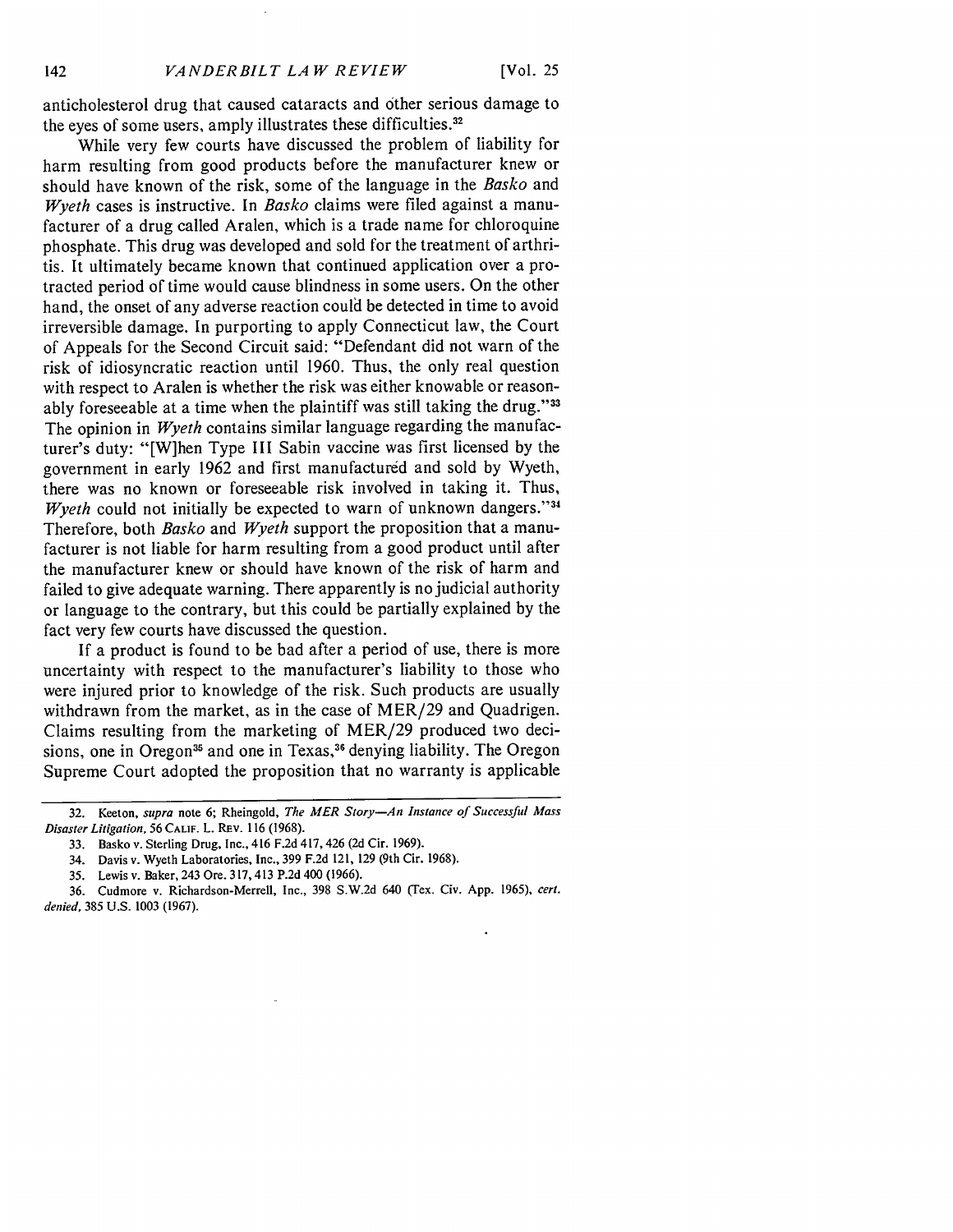anticholesterol drug that caused cataracts and other serious damage to the eyes of some users, amply illustrates these difficulties.[32]

While very few courts have discussed the problem of liability for harm resulting from good products before the manufacturer knew or should have known of the risk, some of the language in the *Basko* and *Wyeth* cases is instructive. In *Basko* claims were filed against a manufacturer of a drug called Aralen, which is a trade name for chloroquine phosphate. This drug was developed and sold for the treatment of arthritis. It ultimately became known that continued application over a protracted period of time would cause blindness in some users. On the other hand, the onset of any adverse reaction could be detected in time to avoid irreversible damage. In purporting to apply Connecticut law, the Court of Appeals for the Second Circuit said: "Defendant did not warn of the risk of idiosyncratic reaction until 1960. Thus, the only real question with respect to Aralen is whether the risk was either knowable or reasonably foreseeable at a time when the plaintiff was still taking the drug."[33] The opinion in *Wyeth* contains similar language regarding the manufacturer's duty: "[W]hen Type III Sabin vaccine was first licensed by the government in early 1962 and first manufactured and sold by Wyeth, there was no known or foreseeable risk involved in taking it. Thus, *Wyeth* could not initially be expected to warn of unknown dangers."[34] Therefore, both *Basko* and *Wyeth* support the proposition that a manufacturer is not liable for harm resulting from a good product until after the manufacturer knew or should have known of the risk of harm and failed to give adequate warning. There apparently is no judicial authority or language to the contrary, but this could be partially explained by the fact very few courts have discussed the question.

If a product is found to be bad after a period of use, there is more uncertainty with respect to the manufacturer's liability to those who were injured prior to knowledge of the risk. Such products are usually withdrawn from the market, as in the case of MER/29 and Quadrigen. Claims resulting from the marketing of MER/29 produced two decisions, one in Oregon[35] and one in Texas,[36] denying liability. The Oregon Supreme Court adopted the proposition that no warranty is applicable

---

32. Keeton, *supra* note 6; Rheingold, *The MER Story—An Instance of Successful Mass Disaster Litigation*, 56 CALIF. L. REV. 116 (1968).

33. Basko v. Sterling Drug, Inc., 416 F.2d 417, 426 (2d Cir. 1969).

34. Davis v. Wyeth Laboratories, Inc., 399 F.2d 121, 129 (9th Cir. 1968).

35. Lewis v. Baker, 243 Ore. 317, 413 P.2d 400 (1966).

36. Cudmore v. Richardson-Merrell, Inc., 398 S.W.2d 640 (Tex. Civ. App. 1965), *cert. denied*, 385 U.S. 1003 (1967).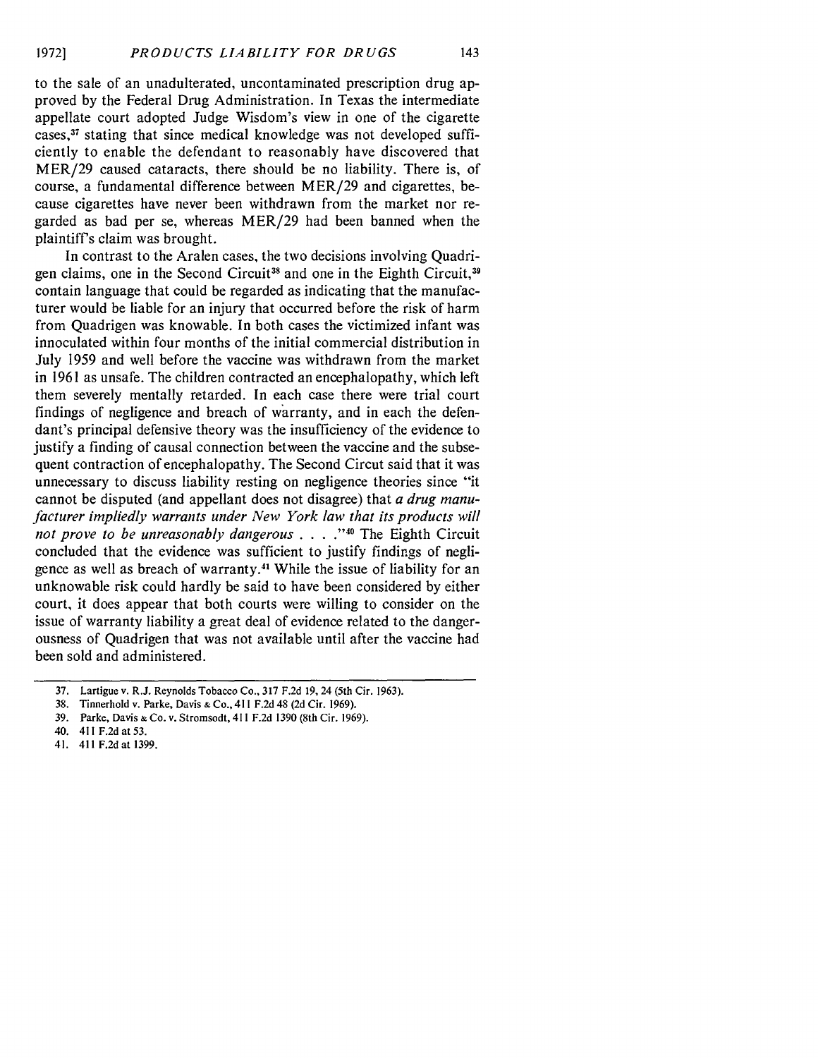to the sale of an unadulterated, uncontaminated prescription drug approved by the Federal Drug Administration. In Texas the intermediate appellate court adopted Judge Wisdom's view in one of the cigarette cases,[37] stating that since medical knowledge was not developed sufficiently to enable the defendant to reasonably have discovered that MER/29 caused cataracts, there should be no liability. There is, of course, a fundamental difference between MER/29 and cigarettes, because cigarettes have never been withdrawn from the market nor regarded as bad per se, whereas MER/29 had been banned when the plaintiff's claim was brought.

In contrast to the Aralen cases, the two decisions involving Quadrigen claims, one in the Second Circuit[38] and one in the Eighth Circuit,[39] contain language that could be regarded as indicating that the manufacturer would be liable for an injury that occurred before the risk of harm from Quadrigen was knowable. In both cases the victimized infant was innoculated within four months of the initial commercial distribution in July 1959 and well before the vaccine was withdrawn from the market in 1961 as unsafe. The children contracted an encephalopathy, which left them severely mentally retarded. In each case there were trial court findings of negligence and breach of warranty, and in each the defendant's principal defensive theory was the insufficiency of the evidence to justify a finding of causal connection between the vaccine and the subsequent contraction of encephalopathy. The Second Circut said that it was unnecessary to discuss liability resting on negligence theories since "it cannot be disputed (and appellant does not disagree) that *a drug manufacturer impliedly warrants under New York law that its products will not prove to be unreasonably dangerous* . . . ."[40] The Eighth Circuit concluded that the evidence was sufficient to justify findings of negligence as well as breach of warranty.[41] While the issue of liability for an unknowable risk could hardly be said to have been considered by either court, it does appear that both courts were willing to consider on the issue of warranty liability a great deal of evidence related to the dangerousness of Quadrigen that was not available until after the vaccine had been sold and administered.

---

37. Lartigue v. R.J. Reynolds Tobacco Co., 317 F.2d 19, 24 (5th Cir. 1963).
38. Tinnerhold v. Parke, Davis & Co., 411 F.2d 48 (2d Cir. 1969).
39. Parke, Davis & Co. v. Stromsodt, 411 F.2d 1390 (8th Cir. 1969).
40. 411 F.2d at 53.
41. 411 F.2d at 1399.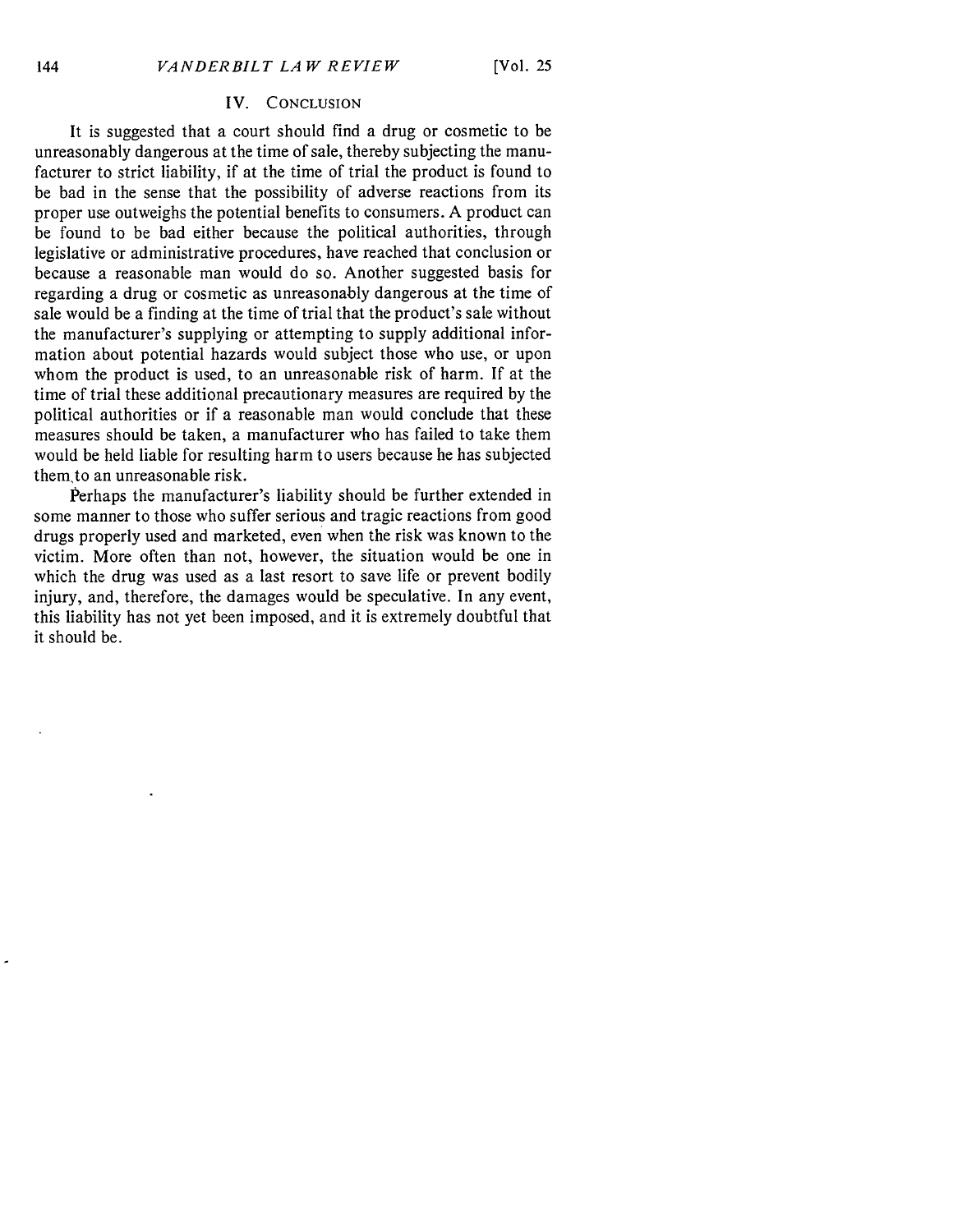## IV. Conclusion

It is suggested that a court should find a drug or cosmetic to be unreasonably dangerous at the time of sale, thereby subjecting the manufacturer to strict liability, if at the time of trial the product is found to be bad in the sense that the possibility of adverse reactions from its proper use outweighs the potential benefits to consumers. A product can be found to be bad either because the political authorities, through legislative or administrative procedures, have reached that conclusion or because a reasonable man would do so. Another suggested basis for regarding a drug or cosmetic as unreasonably dangerous at the time of sale would be a finding at the time of trial that the product's sale without the manufacturer's supplying or attempting to supply additional information about potential hazards would subject those who use, or upon whom the product is used, to an unreasonable risk of harm. If at the time of trial these additional precautionary measures are required by the political authorities or if a reasonable man would conclude that these measures should be taken, a manufacturer who has failed to take them would be held liable for resulting harm to users because he has subjected them to an unreasonable risk.

Perhaps the manufacturer's liability should be further extended in some manner to those who suffer serious and tragic reactions from good drugs properly used and marketed, even when the risk was known to the victim. More often than not, however, the situation would be one in which the drug was used as a last resort to save life or prevent bodily injury, and, therefore, the damages would be speculative. In any event, this liability has not yet been imposed, and it is extremely doubtful that it should be.